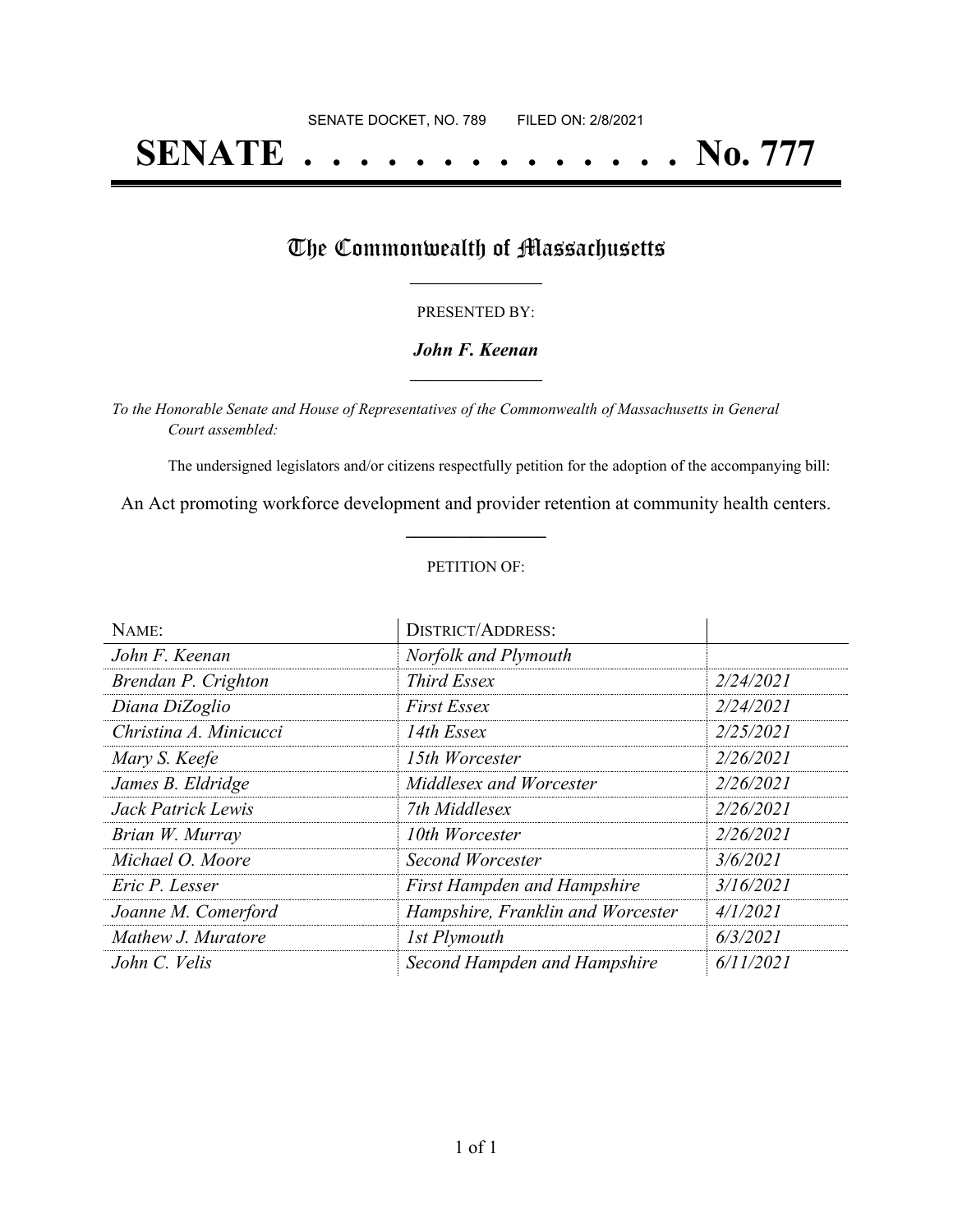SENATE DOCKET, NO. 789 FILED ON: 2/8/2021

# SENATE . . . . . . . . . . . . . . No. 777

## The Commonwealth of Massachusetts

PRESENTED BY:

***John F. Keenan***

*To the Honorable Senate and House of Representatives of the Commonwealth of Massachusetts in General Court assembled:*

The undersigned legislators and/or citizens respectfully petition for the adoption of the accompanying bill:

An Act promoting workforce development and provider retention at community health centers.

PETITION OF:

| NAME: | DISTRICT/ADDRESS: | |
|---|---|---|
| *John F. Keenan* | *Norfolk and Plymouth* | |
| *Brendan P. Crighton* | *Third Essex* | *2/24/2021* |
| *Diana DiZoglio* | *First Essex* | *2/24/2021* |
| *Christina A. Minicucci* | *14th Essex* | *2/25/2021* |
| *Mary S. Keefe* | *15th Worcester* | *2/26/2021* |
| *James B. Eldridge* | *Middlesex and Worcester* | *2/26/2021* |
| *Jack Patrick Lewis* | *7th Middlesex* | *2/26/2021* |
| *Brian W. Murray* | *10th Worcester* | *2/26/2021* |
| *Michael O. Moore* | *Second Worcester* | *3/6/2021* |
| *Eric P. Lesser* | *First Hampden and Hampshire* | *3/16/2021* |
| *Joanne M. Comerford* | *Hampshire, Franklin and Worcester* | *4/1/2021* |
| *Mathew J. Muratore* | *1st Plymouth* | *6/3/2021* |
| *John C. Velis* | *Second Hampden and Hampshire* | *6/11/2021* |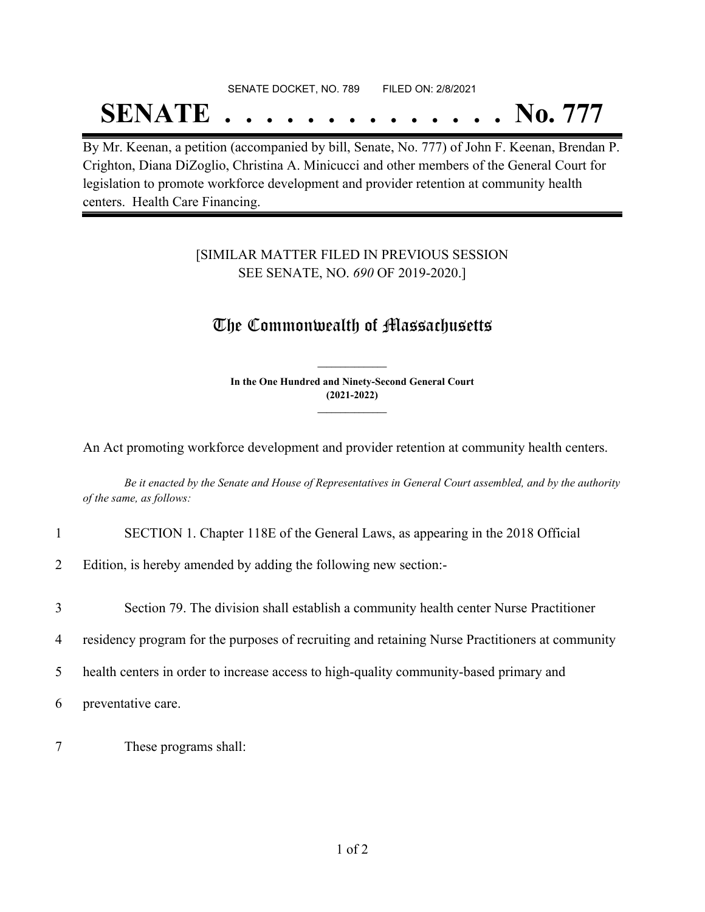SENATE DOCKET, NO. 789 FILED ON: 2/8/2021

# SENATE . . . . . . . . . . . . . . No. 777

By Mr. Keenan, a petition (accompanied by bill, Senate, No. 777) of John F. Keenan, Brendan P. Crighton, Diana DiZoglio, Christina A. Minicucci and other members of the General Court for legislation to promote workforce development and provider retention at community health centers. Health Care Financing.

[SIMILAR MATTER FILED IN PREVIOUS SESSION
SEE SENATE, NO. *690* OF 2019-2020.]

## The Commonwealth of Massachusetts

**In the One Hundred and Ninety-Second General Court**
**(2021-2022)**

An Act promoting workforce development and provider retention at community health centers.

*Be it enacted by the Senate and House of Representatives in General Court assembled, and by the authority of the same, as follows:*

1 SECTION 1. Chapter 118E of the General Laws, as appearing in the 2018 Official

2 Edition, is hereby amended by adding the following new section:-

3 Section 79. The division shall establish a community health center Nurse Practitioner

4 residency program for the purposes of recruiting and retaining Nurse Practitioners at community

5 health centers in order to increase access to high-quality community-based primary and

6 preventative care.

7 These programs shall: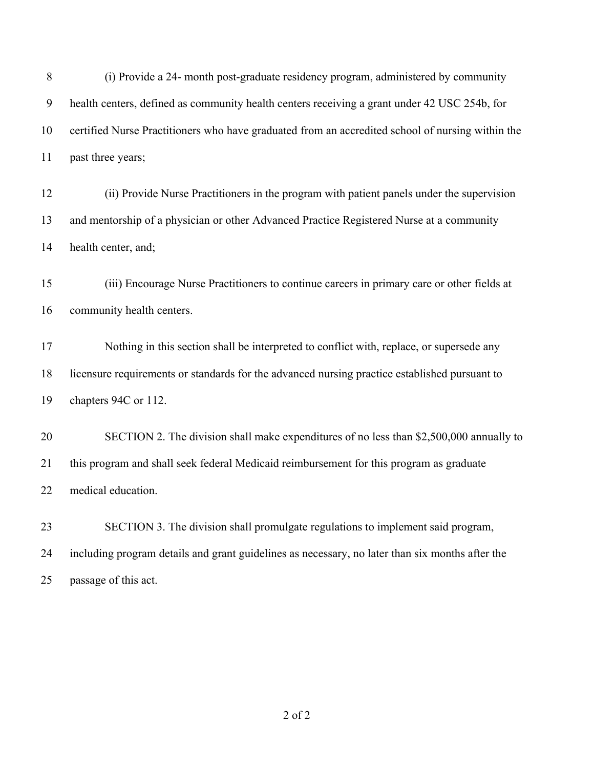(i) Provide a 24- month post-graduate residency program, administered by community health centers, defined as community health centers receiving a grant under 42 USC 254b, for certified Nurse Practitioners who have graduated from an accredited school of nursing within the past three years;

(ii) Provide Nurse Practitioners in the program with patient panels under the supervision and mentorship of a physician or other Advanced Practice Registered Nurse at a community health center, and;

(iii) Encourage Nurse Practitioners to continue careers in primary care or other fields at community health centers.

Nothing in this section shall be interpreted to conflict with, replace, or supersede any licensure requirements or standards for the advanced nursing practice established pursuant to chapters 94C or 112.

SECTION 2. The division shall make expenditures of no less than $2,500,000 annually to this program and shall seek federal Medicaid reimbursement for this program as graduate medical education.

SECTION 3. The division shall promulgate regulations to implement said program, including program details and grant guidelines as necessary, no later than six months after the passage of this act.